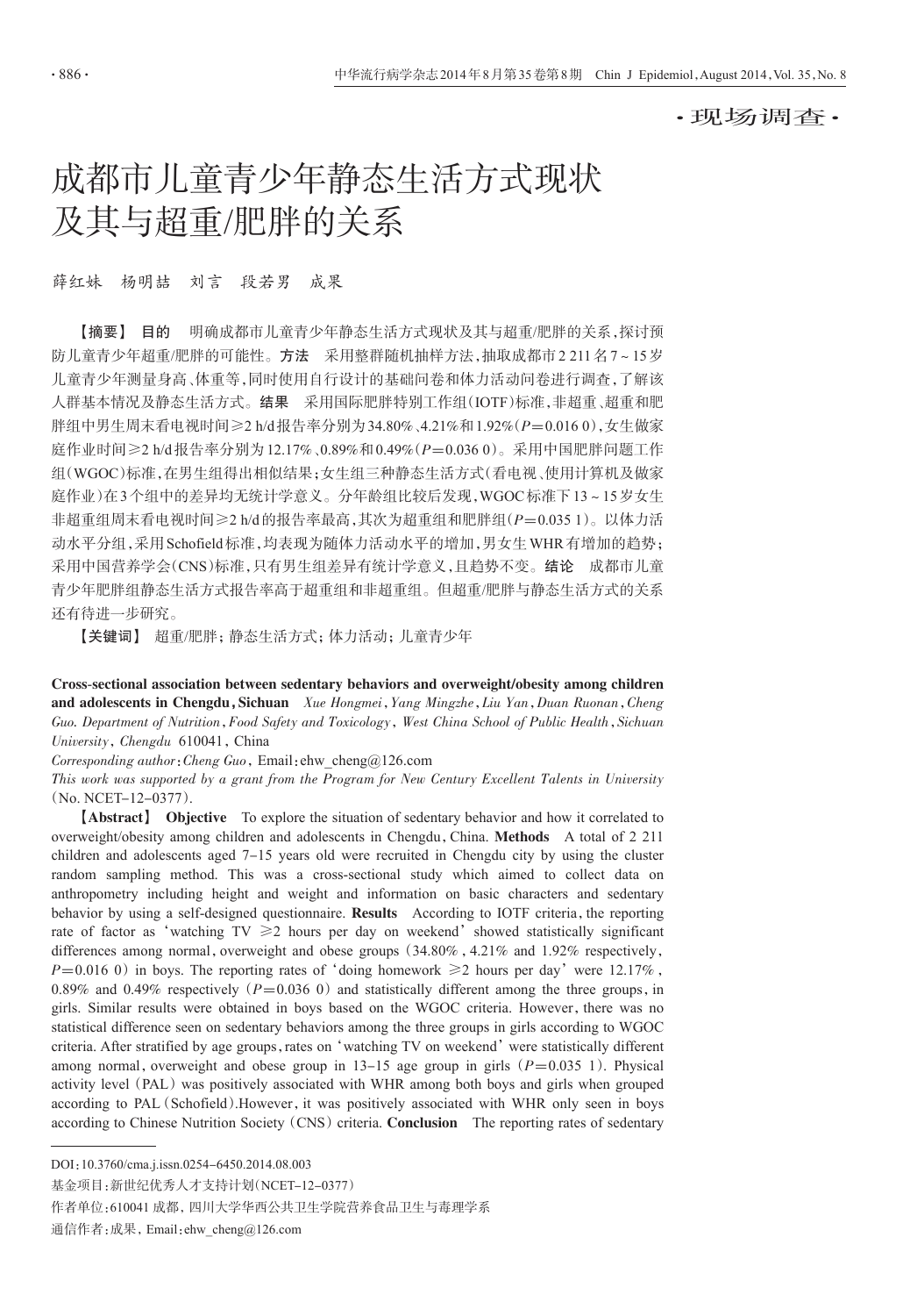·现场调查·

# 成都市儿童青少年静态生活方式现状及其与超重/肥胖的关系

薛红妹　杨明喆　刘言　段若男　成果

【摘要】 **目的**　明确成都市儿童青少年静态生活方式现状及其与超重/肥胖的关系，探讨预防儿童青少年超重/肥胖的可能性。**方法**　采用整群随机抽样方法，抽取成都市2 211名7～15岁儿童青少年测量身高、体重等，同时使用自行设计的基础问卷和体力活动问卷进行调查，了解该人群基本情况及静态生活方式。**结果**　采用国际肥胖特别工作组（IOTF）标准，非超重、超重和肥胖组中男生周末看电视时间≥2 h/d报告率分别为34.80%、4.21%和1.92%（$P$=0.016 0），女生做家庭作业时间≥2 h/d报告率分别为12.17%、0.89%和0.49%（$P$=0.036 0）。采用中国肥胖问题工作组（WGOC）标准，在男生组得出相似结果；女生组三种静态生活方式（看电视、使用计算机及做家庭作业）在3个组中的差异均无统计学意义。分年龄组比较后发现，WGOC标准下13～15岁女生非超重组周末看电视时间≥2 h/d的报告率最高，其次为超重组和肥胖组（$P$=0.035 1）。以体力活动水平分组，采用Schofield标准，均表现为随体力活动水平的增加，男女生WHR有增加的趋势；采用中国营养学会（CNS）标准，只有男生组差异有统计学意义，且趋势不变。**结论**　成都市儿童青少年肥胖组静态生活方式报告率高于超重组和非超重组。但超重/肥胖与静态生活方式的关系还有待进一步研究。

【关键词】 超重/肥胖；静态生活方式；体力活动；儿童青少年

**Cross-sectional association between sedentary behaviors and overweight/obesity among children and adolescents in Chengdu, Sichuan** *Xue Hongmei, Yang Mingzhe, Liu Yan, Duan Ruonan, Cheng Guo. Department of Nutrition, Food Safety and Toxicology, West China School of Public Health, Sichuan University, Chengdu* 610041, China

*Corresponding author*: *Cheng Guo*, Email: ehw_cheng@126.com

*This work was supported by a grant from the Program for New Century Excellent Talents in University* (No. NCET-12-0377).

【**Abstract**】 **Objective**　To explore the situation of sedentary behavior and how it correlated to overweight/obesity among children and adolescents in Chengdu, China. **Methods**　A total of 2 211 children and adolescents aged 7-15 years old were recruited in Chengdu city by using the cluster random sampling method. This was a cross-sectional study which aimed to collect data on anthropometry including height and weight and information on basic characters and sedentary behavior by using a self-designed questionnaire. **Results**　According to IOTF criteria, the reporting rate of factor as 'watching TV ≥2 hours per day on weekend' showed statistically significant differences among normal, overweight and obese groups (34.80%, 4.21% and 1.92% respectively, $P$=0.016 0) in boys. The reporting rates of 'doing homework ≥2 hours per day' were 12.17%, 0.89% and 0.49% respectively ($P$=0.036 0) and statistically different among the three groups, in girls. Similar results were obtained in boys based on the WGOC criteria. However, there was no statistical difference seen on sedentary behaviors among the three groups in girls according to WGOC criteria. After stratified by age groups, rates on 'watching TV on weekend' were statistically different among normal, overweight and obese group in 13-15 age group in girls ($P$=0.035 1). Physical activity level (PAL) was positively associated with WHR among both boys and girls when grouped according to PAL (Schofield). However, it was positively associated with WHR only seen in boys according to Chinese Nutrition Society (CNS) criteria. **Conclusion**　The reporting rates of sedentary

---

DOI: 10.3760/cma.j.issn.0254-6450.2014.08.003

基金项目：新世纪优秀人才支持计划（NCET-12-0377）

作者单位：610041 成都，四川大学华西公共卫生学院营养食品卫生与毒理学系

通信作者：成果，Email: ehw_cheng@126.com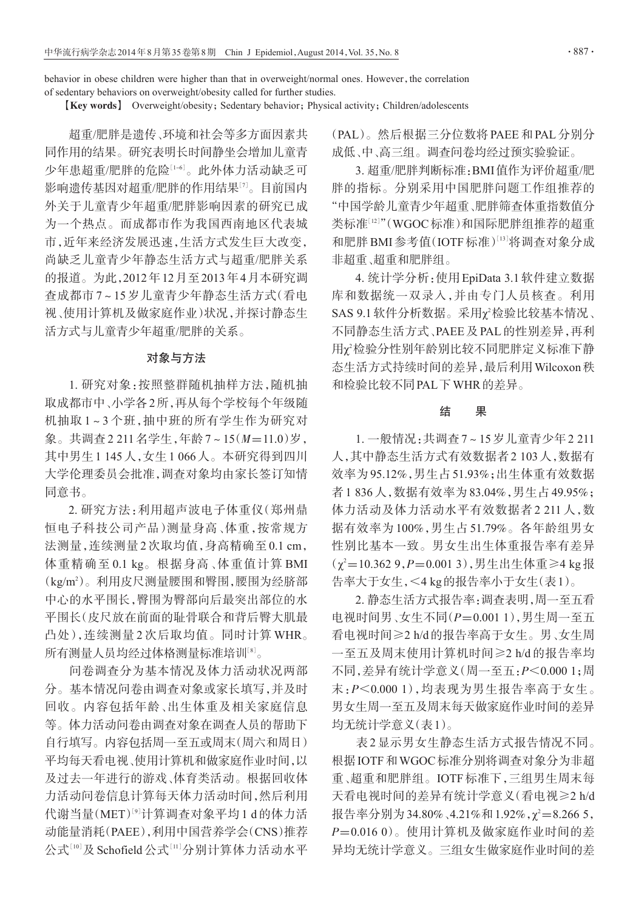behavior in obese children were higher than that in overweight/normal ones. However, the correlation of sedentary behaviors on overweight/obesity called for further studies.

【Key words】 Overweight/obesity; Sedentary behavior; Physical activity; Children/adolescents

超重/肥胖是遗传、环境和社会等多方面因素共同作用的结果。研究表明长时间静坐会增加儿童青少年患超重/肥胖的危险[1-6]。此外体力活动缺乏可影响遗传基因对超重/肥胖的作用结果[7]。目前国内外关于儿童青少年超重/肥胖影响因素的研究已成为一个热点。而成都市作为我国西南地区代表城市，近年来经济发展迅速，生活方式发生巨大改变，尚缺乏儿童青少年静态生活方式与超重/肥胖关系的报道。为此，2012年12月至2013年4月本研究调查成都市7～15岁儿童青少年静态生活方式（看电视、使用计算机及做家庭作业）状况，并探讨静态生活方式与儿童青少年超重/肥胖的关系。

## 对象与方法

1. 研究对象：按照整群随机抽样方法，随机抽取成都市中、小学各2所，再从每个学校每个年级随机抽取1～3个班，抽中班的所有学生作为研究对象。共调查2 211名学生，年龄7～15（$M$=11.0）岁，其中男生1 145人，女生1 066人。本研究得到四川大学伦理委员会批准，调查对象均由家长签订知情同意书。

2. 研究方法：利用超声波电子体重仪（郑州鼎恒电子科技公司产品）测量身高、体重，按常规方法测量，连续测量2次取均值，身高精确至0.1 cm，体重精确至0.1 kg。根据身高、体重值计算BMI（$kg/m^2$）。利用皮尺测量腰围和臀围，腰围为经脐部中心的水平围长，臀围为臀部向后最突出部位的水平围长（皮尺放在前面的耻骨联合和背后臀大肌最凸处），连续测量2次后取均值。同时计算WHR。所有测量人员均经过体格测量标准培训[8]。

问卷调查分为基本情况及体力活动状况两部分。基本情况问卷由调查对象或家长填写，并及时回收。内容包括年龄、出生体重及相关家庭信息等。体力活动问卷由调查对象在调查人员的帮助下自行填写。内容包括周一至五或周末（周六和周日）平均每天看电视、使用计算机和做家庭作业时间，以及过去一年进行的游戏、体育类活动。根据回收体力活动问卷信息计算每天体力活动时间，然后利用代谢当量（MET）[9]计算调查对象平均1 d的体力活动能量消耗（PAEE），利用中国营养学会（CNS）推荐公式[10]及Schofield公式[11]分别计算体力活动水平（PAL）。然后根据三分位数将PAEE和PAL分别分成低、中、高三组。调查问卷均经过预实验验证。

3. 超重/肥胖判断标准：BMI值作为评价超重/肥胖的指标。分别采用中国肥胖问题工作组推荐的“中国学龄儿童青少年超重、肥胖筛查体重指数值分类标准[12]”（WGOC标准）和国际肥胖组推荐的超重和肥胖BMI参考值（IOTF标准）[13]将调查对象分成非超重、超重和肥胖组。

4. 统计学分析：使用EpiData 3.1软件建立数据库和数据统一双录入，并由专门人员核查。利用SAS 9.1软件分析数据。采用$\chi^2$检验比较基本情况、不同静态生活方式、PAEE及PAL的性别差异，再利用$\chi^2$检验分性别年龄别比较不同肥胖定义标准下静态生活方式持续时间的差异，最后利用Wilcoxon秩和检验比较不同PAL下WHR的差异。

## 结果

1. 一般情况：共调查7～15岁儿童青少年2 211人，其中静态生活方式有效数据者2 103人，数据有效率为95.12%，男生占51.93%；出生体重有效数据者1 836人，数据有效率为83.04%，男生占49.95%；体力活动及体力活动水平有效数据者2 211人，数据有效率为100%，男生占51.79%。各年龄组男女性别比基本一致。男女生出生体重报告率有差异（$\chi^2$=10.362 9，$P$=0.001 3），男生出生体重≥4 kg报告率大于女生，<4 kg的报告率小于女生（表1）。

2. 静态生活方式报告率：调查表明，周一至五看电视时间男、女生不同（$P$=0.001 1），男生周一至五看电视时间≥2 h/d的报告率高于女生。男、女生周一至五及周末使用计算机时间≥2 h/d的报告率均不同，差异有统计学意义（周一至五：$P$<0.000 1；周末：$P$<0.000 1），均表现为男生报告率高于女生。男女生周一至五及周末每天做家庭作业时间的差异均无统计学意义（表1）。

表2显示男女生静态生活方式报告情况不同。根据IOTF和WGOC标准分别将调查对象分为非超重、超重和肥胖组。IOTF标准下，三组男生周末每天看电视时间的差异有统计学意义（看电视≥2 h/d报告率分别为34.80%、4.21%和1.92%，$\chi^2$=8.266 5，$P$=0.016 0）。使用计算机及做家庭作业时间的差异均无统计学意义。三组女生做家庭作业时间的差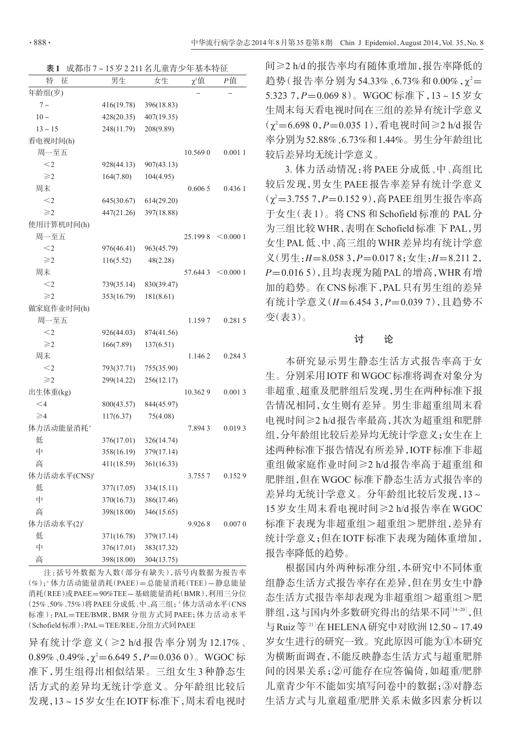**表1** 成都市7～15岁2 211名儿童青少年基本特征

| 特　征 | 男生 | 女生 | $\chi^2$值 | $P$值 |
|---|---|---|---|---|
| 年龄组(岁) | | | － | － |
| 7～ | 416(19.78) | 396(18.83) | | |
| 10～ | 428(20.35) | 407(19.35) | | |
| 13～15 | 248(11.79) | 208(9.89) | | |
| 看电视时间(h) | | | | |
| 周一至五 | | | 10.569 0 | 0.001 1 |
| ＜2 | 928(44.13) | 907(43.13) | | |
| ≥2 | 164(7.80) | 104(4.95) | | |
| 周末 | | | 0.606 5 | 0.436 1 |
| ＜2 | 645(30.67) | 614(29.20) | | |
| ≥2 | 447(21.26) | 397(18.88) | | |
| 使用计算机时间(h) | | | | |
| 周一至五 | | | 25.199 8 | ＜0.000 1 |
| ＜2 | 976(46.41) | 963(45.79) | | |
| ≥2 | 116(5.52) | 48(2.28) | | |
| 周末 | | | 57.644 3 | ＜0.000 1 |
| ＜2 | 739(35.14) | 830(39.47) | | |
| ≥2 | 353(16.79) | 181(8.61) | | |
| 做家庭作业时间(h) | | | | |
| 周一至五 | | | 1.159 7 | 0.281 5 |
| ＜2 | 926(44.03) | 874(41.56) | | |
| ≥2 | 166(7.89) | 137(6.51) | | |
| 周末 | | | 1.146 2 | 0.284 3 |
| ＜2 | 793(37.71) | 755(35.90) | | |
| ≥2 | 299(14.22) | 256(12.17) | | |
| 出生体重(kg) | | | 10.362 9 | 0.001 3 |
| ＜4 | 800(43.57) | 844(45.97) | | |
| ≥4 | 117(6.37) | 75(4.08) | | |
| 体力活动能量消耗[a] | | | 7.894 3 | 0.019 3 |
| 低 | 376(17.01) | 326(14.74) | | |
| 中 | 358(16.19) | 379(17.14) | | |
| 高 | 411(18.59) | 361(16.33) | | |
| 体力活动水平(CNS)[b] | | | 3.755 7 | 0.152 9 |
| 低 | 377(17.05) | 334(15.11) | | |
| 中 | 370(16.73) | 386(17.46) | | |
| 高 | 398(18.00) | 346(15.65) | | |
| 体力活动水平(2)[c] | | | 9.926 8 | 0.007 0 |
| 低 | 371(16.78) | 379(17.14) | | |
| 中 | 376(17.01) | 383(17.32) | | |
| 高 | 398(18.00) | 304(13.75) | | |

注：括号外数据为人数(部分有缺失)，括号内数据为报告率(%)；[a]体力活动能量消耗(PAEE)＝总能量消耗(TEE)－静息能量消耗(REE)或PAEE＝90%TEE－基础能量消耗(BMR)，利用三分位(25%、50%、75%)将PAEE分成低、中、高三组；[b]体力活动水平(CNS标准)：PAL＝TEE/BMR，BMR分组方式同PAEE；体力活动水平(Schofield标准)：PAL＝TEE/REE，分组方式同PAEE

异有统计学意义(≥2 h/d报告率分别为12.17%、0.89%、0.49%，$\chi^2$＝6.649 5，$P$＝0.036 0)。WGOC标准下，男生组得出相似结果。三组女生3种静态生活方式的差异均无统计学意义。分年龄组比较后发现，13～15岁女生在IOTF标准下，周末看电视时间≥2 h/d的报告率均有随体重增加，报告率降低的趋势(报告率分别为54.33%、6.73%和0.00%，$\chi^2$＝5.323 7，$P$＝0.069 8)。WGOC标准下，13～15岁女生周末每天看电视时间在三组的差异有统计学意义($\chi^2$＝6.698 0，$P$＝0.035 1)，看电视时间≥2 h/d报告率分别为52.88%、6.73%和1.44%。男生分年龄组比较后差异均无统计学意义。

3. 体力活动情况：将PAEE分成低、中、高组比较后发现，男女生PAEE报告率差异有统计学意义($\chi^2$＝3.755 7，$P$＝0.152 9)，高PAEE组男生报告率高于女生(表1)。将CNS和Schofield标准的PAL分为三组比较WHR，表明在Schofield标准下PAL，男女生PAL低、中、高三组的WHR差异均有统计学意义(男生：$H$＝8.058 3，$P$＝0.017 8；女生：$H$＝8.211 2，$P$＝0.016 5)，且均表现为随PAL的增高，WHR有增加的趋势。在CNS标准下，PAL只有男生组的差异有统计学意义($H$＝6.454 3，$P$＝0.039 7)，且趋势不变(表3)。

## 讨　论

本研究显示男生静态生活方式报告率高于女生。分别采用IOTF和WGOC标准将调查对象分为非超重、超重及肥胖组后发现，男生在两种标准下报告情况相同，女生则有差异。男生非超重组周末看电视时间≥2 h/d报告率最高，其次为超重组和肥胖组，分年龄组比较后差异均无统计学意义；女生在上述两种标准下报告情况有所差异，IOTF标准下非超重组做家庭作业时间≥2 h/d报告率高于超重组和肥胖组，但在WGOC标准下静态生活方式报告率的差异均无统计学意义。分年龄组比较后发现，13～15岁女生周末看电视时间≥2 h/d报告率在WGOC标准下表现为非超重组＞超重组＞肥胖组，差异有统计学意义；但在IOTF标准下表现为随体重增加，报告率降低的趋势。

根据国内外两种标准分组，本研究中不同体重组静态生活方式报告率存在差异，但在男女生中静态生活方式报告率却表现为非超重组＞超重组＞肥胖组，这与国内外多数研究得出的结果不同[14-20]，但与Ruiz等[21]在HELENA研究中对欧洲12.50～17.49岁女生进行的研究一致。究此原因可能为①本研究为横断面调查，不能反映静态生活方式与超重肥胖间的因果关系；②可能存在应答偏倚，如超重/肥胖儿童青少年不能如实填写问卷中的数据；③对静态生活方式与儿童超重/肥胖关系未做多因素分析以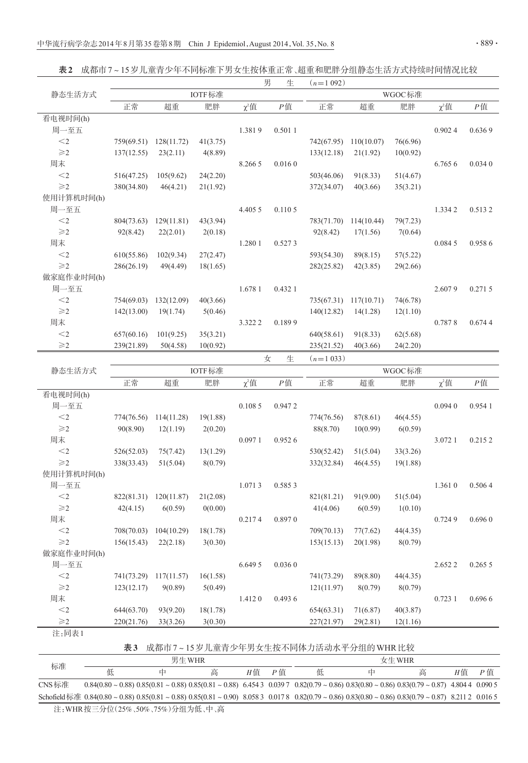**表2** 成都市7～15岁儿童青少年不同标准下男女生按体重正常、超重和肥胖分组静态生活方式持续时间情况比较

| 静态生活方式 | 男生（n=1 092） | | | | | | | | | |
|---|---|---|---|---|---|---|---|---|---|---|
| | IOTF标准 | | | | | WGOC标准 | | | | |
| | 正常 | 超重 | 肥胖 | $\chi^2$值 | $P$值 | 正常 | 超重 | 肥胖 | $\chi^2$值 | $P$值 |
| 看电视时间(h) | | | | | | | | | | |
| 周一至五 | | | | 1.381 9 | 0.501 1 | | | | 0.902 4 | 0.636 9 |
| <2 | 759(69.51) | 128(11.72) | 41(3.75) | | | 742(67.95) | 110(10.07) | 76(6.96) | | |
| ≥2 | 137(12.55) | 23(2.11) | 4(8.89) | | | 133(12.18) | 21(1.92) | 10(0.92) | | |
| 周末 | | | | 8.266 5 | 0.016 0 | | | | 6.765 6 | 0.034 0 |
| <2 | 516(47.25) | 105(9.62) | 24(2.20) | | | 503(46.06) | 91(8.33) | 51(4.67) | | |
| ≥2 | 380(34.80) | 46(4.21) | 21(1.92) | | | 372(34.07) | 40(3.66) | 35(3.21) | | |
| 使用计算机时间(h) | | | | | | | | | | |
| 周一至五 | | | | 4.405 5 | 0.110 5 | | | | 1.334 2 | 0.513 2 |
| <2 | 804(73.63) | 129(11.81) | 43(3.94) | | | 783(71.70) | 114(10.44) | 79(7.23) | | |
| ≥2 | 92(8.42) | 22(2.01) | 2(0.18) | | | 92(8.42) | 17(1.56) | 7(0.64) | | |
| 周末 | | | | 1.280 1 | 0.527 3 | | | | 0.084 5 | 0.958 6 |
| <2 | 610(55.86) | 102(9.34) | 27(2.47) | | | 593(54.30) | 89(8.15) | 57(5.22) | | |
| ≥2 | 286(26.19) | 49(4.49) | 18(1.65) | | | 282(25.82) | 42(3.85) | 29(2.66) | | |
| 做家庭作业时间(h) | | | | | | | | | | |
| 周一至五 | | | | 1.678 1 | 0.432 1 | | | | 2.607 9 | 0.271 5 |
| <2 | 754(69.03) | 132(12.09) | 40(3.66) | | | 735(67.31) | 117(10.71) | 74(6.78) | | |
| ≥2 | 142(13.00) | 19(1.74) | 5(0.46) | | | 140(12.82) | 14(1.28) | 12(1.10) | | |
| 周末 | | | | 3.322 2 | 0.189 9 | | | | 0.787 8 | 0.674 4 |
| <2 | 657(60.16) | 101(9.25) | 35(3.21) | | | 640(58.61) | 91(8.33) | 62(5.68) | | |
| ≥2 | 239(21.89) | 50(4.58) | 10(0.92) | | | 235(21.52) | 40(3.66) | 24(2.20) | | |

| 静态生活方式 | 女生（n=1 033） | | | | | | | | | |
|---|---|---|---|---|---|---|---|---|---|---|
| | IOTF标准 | | | | | WGOC标准 | | | | |
| | 正常 | 超重 | 肥胖 | $\chi^2$值 | $P$值 | 正常 | 超重 | 肥胖 | $\chi^2$值 | $P$值 |
| 看电视时间(h) | | | | | | | | | | |
| 周一至五 | | | | 0.108 5 | 0.947 2 | | | | 0.094 0 | 0.954 1 |
| <2 | 774(76.56) | 114(11.28) | 19(1.88) | | | 774(76.56) | 87(8.61) | 46(4.55) | | |
| ≥2 | 90(8.90) | 12(1.19) | 2(0.20) | | | 88(8.70) | 10(0.99) | 6(0.59) | | |
| 周末 | | | | 0.097 1 | 0.952 6 | | | | 3.072 1 | 0.215 2 |
| <2 | 526(52.03) | 75(7.42) | 13(1.29) | | | 530(52.42) | 51(5.04) | 33(3.26) | | |
| ≥2 | 338(33.43) | 51(5.04) | 8(0.79) | | | 332(32.84) | 46(4.55) | 19(1.88) | | |
| 使用计算机时间(h) | | | | | | | | | | |
| 周一至五 | | | | 1.071 3 | 0.585 3 | | | | 1.361 0 | 0.506 4 |
| <2 | 822(81.31) | 120(11.87) | 21(2.08) | | | 821(81.21) | 91(9.00) | 51(5.04) | | |
| ≥2 | 42(4.15) | 6(0.59) | 0(0.00) | | | 41(4.06) | 6(0.59) | 1(0.10) | | |
| 周末 | | | | 0.217 4 | 0.897 0 | | | | 0.724 9 | 0.696 0 |
| <2 | 708(70.03) | 104(10.29) | 18(1.78) | | | 709(70.13) | 77(7.62) | 44(4.35) | | |
| ≥2 | 156(15.43) | 22(2.18) | 3(0.30) | | | 153(15.13) | 20(1.98) | 8(0.79) | | |
| 做家庭作业时间(h) | | | | | | | | | | |
| 周一至五 | | | | 6.649 5 | 0.036 0 | | | | 2.652 2 | 0.265 5 |
| <2 | 741(73.29) | 117(11.57) | 16(1.58) | | | 741(73.29) | 89(8.80) | 44(4.35) | | |
| ≥2 | 123(12.17) | 9(0.89) | 5(0.49) | | | 121(11.97) | 8(0.79) | 8(0.79) | | |
| 周末 | | | | 1.412 0 | 0.493 6 | | | | 0.723 1 | 0.696 6 |
| <2 | 644(63.70) | 93(9.20) | 18(1.78) | | | 654(63.31) | 71(6.87) | 40(3.87) | | |
| ≥2 | 220(21.76) | 33(3.26) | 3(0.30) | | | 227(21.97) | 29(2.81) | 12(1.16) | | |

注：同表1

**表3** 成都市7～15岁儿童青少年男女生按不同体力活动水平分组的WHR比较

| 标准 | 男生WHR | | | | | 女生WHR | | | | |
|---|---|---|---|---|---|---|---|---|---|---|
| | 低 | 中 | 高 | $H$值 | $P$值 | 低 | 中 | 高 | $H$值 | $P$值 |
| CNS标准 | 0.84(0.80～0.88) | 0.85(0.81～0.88) | 0.85(0.81～0.88) | 6.454 3 | 0.039 7 | 0.82(0.79～0.86) | 0.83(0.80～0.86) | 0.83(0.79～0.87) | 4.804 4 | 0.090 5 |
| Schofield标准 | 0.84(0.80～0.88) | 0.85(0.81～0.88) | 0.85(0.81～0.90) | 8.058 3 | 0.017 8 | 0.82(0.79～0.86) | 0.83(0.80～0.86) | 0.83(0.79～0.87) | 8.211 2 | 0.016 5 |

注：WHR按三分位(25%、50%、75%)分组为低、中、高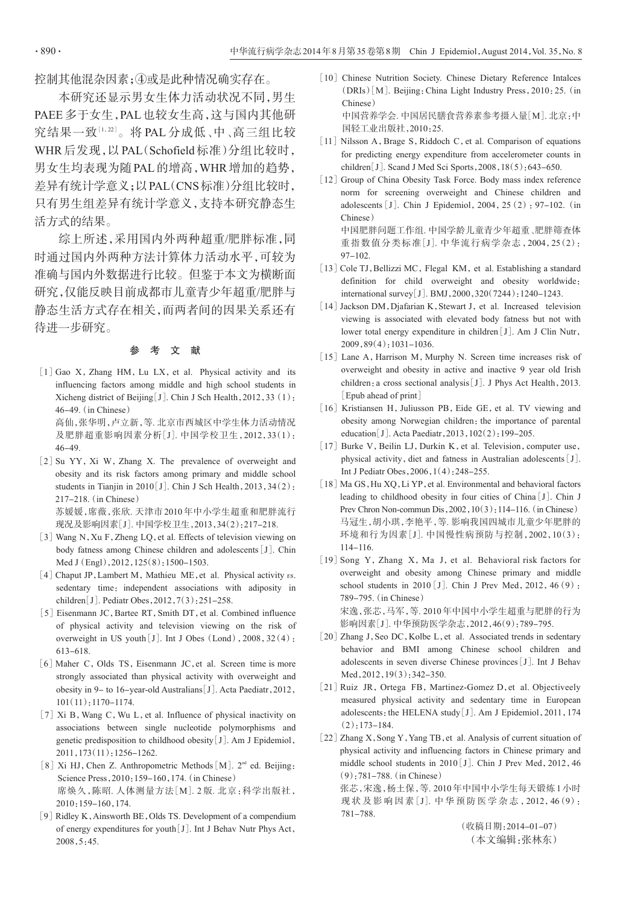控制其他混杂因素；④或是此种情况确实存在。

本研究还显示男女生体力活动状况不同，男生PAEE多于女生，PAL也较女生高，这与国内其他研究结果一致[1,22]。将PAL分成低、中、高三组比较WHR后发现，以PAL（Schofield标准）分组比较时，男女生均表现为随PAL的增高，WHR增加的趋势，差异有统计学意义；以PAL（CNS标准）分组比较时，只有男生组差异有统计学意义，支持本研究静态生活方式的结果。

综上所述，采用国内外两种超重/肥胖标准，同时通过国内外两种方法计算体力活动水平，可较为准确与国内外数据进行比较。但鉴于本文为横断面研究，仅能反映目前成都市儿童青少年超重/肥胖与静态生活方式存在相关，而两者间的因果关系还有待进一步研究。

## 参 考 文 献

[1] Gao X, Zhang HM, Lu LX, et al. Physical activity and its influencing factors among middle and high school students in Xicheng district of Beijing[J]. Chin J Sch Health, 2012, 33(1): 46–49. (in Chinese)
高仙，张华明，卢立新，等. 北京市西城区中学生体力活动情况及肥胖超重影响因素分析[J]. 中国学校卫生，2012，33(1)：46–49.

[2] Su YY, Xi W, Zhang X. The prevalence of overweight and obesity and its risk factors among primary and middle school students in Tianjin in 2010[J]. Chin J Sch Health, 2013, 34(2): 217–218. (in Chinese)
苏媛媛，席薇，张欣. 天津市2010年中小学生超重和肥胖流行现况及影响因素[J]. 中国学校卫生，2013，34(2)：217–218.

[3] Wang N, Xu F, Zheng LQ, et al. Effects of television viewing on body fatness among Chinese children and adolescents[J]. Chin Med J (Engl), 2012, 125(8): 1500–1503.

[4] Chaput JP, Lambert M, Mathieu ME, et al. Physical activity *vs*. sedentary time: independent associations with adiposity in children[J]. Pediatr Obes, 2012, 7(3): 251–258.

[5] Eisenmann JC, Bartee RT, Smith DT, et al. Combined influence of physical activity and television viewing on the risk of overweight in US youth[J]. Int J Obes (Lond), 2008, 32(4): 613–618.

[6] Maher C, Olds TS, Eisenmann JC, et al. Screen time is more strongly associated than physical activity with overweight and obesity in 9- to 16-year-old Australians[J]. Acta Paediatr, 2012, 101(11): 1170–1174.

[7] Xi B, Wang C, Wu L, et al. Influence of physical inactivity on associations between single nucleotide polymorphisms and genetic predisposition to childhood obesity[J]. Am J Epidemiol, 2011, 173(11): 1256–1262.

[8] Xi HJ, Chen Z. Anthropometric Methods[M]. 2nd ed. Beijing: Science Press, 2010: 159–160, 174. (in Chinese)
席焕久，陈昭. 人体测量方法[M]. 2版. 北京：科学出版社，2010：159–160，174.

[9] Ridley K, Ainsworth BE, Olds TS. Development of a compendium of energy expenditures for youth[J]. Int J Behav Nutr Phys Act, 2008, 5: 45.

[10] Chinese Nutrition Society. Chinese Dietary Reference Intalces (DRIs)[M]. Beijing: China Light Industry Press, 2010: 25. (in Chinese)
中国营养学会. 中国居民膳食营养素参考摄入量[M]. 北京：中国轻工业出版社，2010：25.

[11] Nilsson A, Brage S, Riddoch C, et al. Comparison of equations for predicting energy expenditure from accelerometer counts in children[J]. Scand J Med Sci Sports, 2008, 18(5): 643–650.

[12] Group of China Obesity Task Force. Body mass index reference norm for screening overweight and Chinese children and adolescents[J]. Chin J Epidemiol, 2004, 25(2): 97–102. (in Chinese)
中国肥胖问题工作组. 中国学龄儿童青少年超重、肥胖筛查体重指数值分类标准[J]. 中华流行病学杂志，2004，25(2)：97–102.

[13] Cole TJ, Bellizzi MC, Flegal KM, et al. Establishing a standard definition for child overweight and obesity worldwide: international survey[J]. BMJ, 2000, 320(7244): 1240–1243.

[14] Jackson DM, Djafarian K, Stewart J, et al. Increased television viewing is associated with elevated body fatness but not with lower total energy expenditure in children[J]. Am J Clin Nutr, 2009, 89(4): 1031–1036.

[15] Lane A, Harrison M, Murphy N. Screen time increases risk of overweight and obesity in active and inactive 9 year old Irish children: a cross sectional analysis[J]. J Phys Act Health, 2013. [Epub ahead of print]

[16] Kristiansen H, Juliusson PB, Eide GE, et al. TV viewing and obesity among Norwegian children: the importance of parental education[J]. Acta Paediatr, 2013, 102(2): 199–205.

[17] Burke V, Beilin LJ, Durkin K, et al. Television, computer use, physical activity, diet and fatness in Australian adolescents[J]. Int J Pediatr Obes, 2006, 1(4): 248–255.

[18] Ma GS, Hu XQ, Li YP, et al. Environmental and behavioral factors leading to childhood obesity in four cities of China[J]. Chin J Prev Chron Non-commun Dis, 2002, 10(3): 114–116. (in Chinese)
马冠生，胡小琪，李艳平，等. 影响我国四城市儿童少年肥胖的环境和行为因素[J]. 中国慢性病预防与控制，2002，10(3)：114–116.

[19] Song Y, Zhang X, Ma J, et al. Behavioral risk factors for overweight and obesity among Chinese primary and middle school students in 2010[J]. Chin J Prev Med, 2012, 46(9): 789–795. (in Chinese)
宋逸，张芯，马军，等. 2010年中国中小学生超重与肥胖的行为影响因素[J]. 中华预防医学杂志，2012，46(9)：789–795.

[20] Zhang J, Seo DC, Kolbe L, et al. Associated trends in sedentary behavior and BMI among Chinese school children and adolescents in seven diverse Chinese provinces[J]. Int J Behav Med, 2012, 19(3): 342–350.

[21] Ruiz JR, Ortega FB, Martinez-Gomez D, et al. Objectiveely measured physical activity and sedentary time in European adolescents: the HELENA study[J]. Am J Epidemiol, 2011, 174(2): 173–184.

[22] Zhang X, Song Y, Yang TB, et al. Analysis of current situation of physical activity and influencing factors in Chinese primary and middle school students in 2010[J]. Chin J Prev Med, 2012, 46(9): 781–788. (in Chinese)
张芯，宋逸，杨土保，等. 2010年中国中小学生每天锻炼1小时现状及影响因素[J]. 中华预防医学杂志，2012，46(9)：781–788.

（收稿日期：2014-01-07）
（本文编辑：张林东）